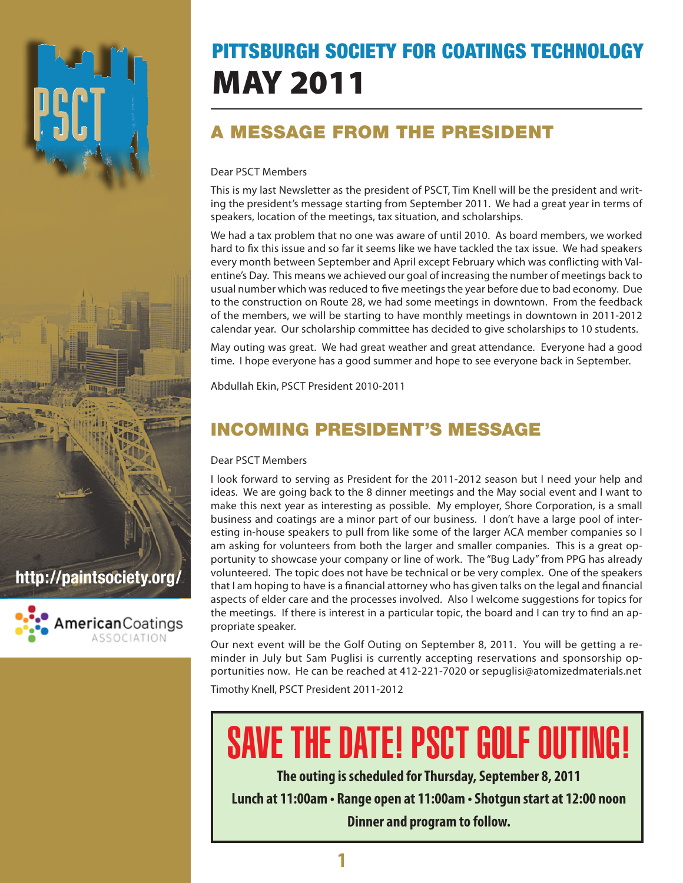http://paintsociety.org/

American Coatings ASSOCIATION

# PITTSBURGH SOCIETY FOR COATINGS TECHNOLOGY

# MAY 2011

## A MESSAGE FROM THE PRESIDENT

Dear PSCT Members

This is my last Newsletter as the president of PSCT, Tim Knell will be the president and writing the president's message starting from September 2011. We had a great year in terms of speakers, location of the meetings, tax situation, and scholarships.

We had a tax problem that no one was aware of until 2010. As board members, we worked hard to fix this issue and so far it seems like we have tackled the tax issue. We had speakers every month between September and April except February which was conflicting with Valentine's Day. This means we achieved our goal of increasing the number of meetings back to usual number which was reduced to five meetings the year before due to bad economy. Due to the construction on Route 28, we had some meetings in downtown. From the feedback of the members, we will be starting to have monthly meetings in downtown in 2011-2012 calendar year. Our scholarship committee has decided to give scholarships to 10 students.

May outing was great. We had great weather and great attendance. Everyone had a good time. I hope everyone has a good summer and hope to see everyone back in September.

Abdullah Ekin, PSCT President 2010-2011

## INCOMING PRESIDENT'S MESSAGE

Dear PSCT Members

I look forward to serving as President for the 2011-2012 season but I need your help and ideas. We are going back to the 8 dinner meetings and the May social event and I want to make this next year as interesting as possible. My employer, Shore Corporation, is a small business and coatings are a minor part of our business. I don't have a large pool of interesting in-house speakers to pull from like some of the larger ACA member companies so I am asking for volunteers from both the larger and smaller companies. This is a great opportunity to showcase your company or line of work. The "Bug Lady" from PPG has already volunteered. The topic does not have be technical or be very complex. One of the speakers that I am hoping to have is a financial attorney who has given talks on the legal and financial aspects of elder care and the processes involved. Also I welcome suggestions for topics for the meetings. If there is interest in a particular topic, the board and I can try to find an appropriate speaker.

Our next event will be the Golf Outing on September 8, 2011. You will be getting a reminder in July but Sam Puglisi is currently accepting reservations and sponsorship opportunities now. He can be reached at 412-221-7020 or sepuglisi@atomizedmaterials.net

Timothy Knell, PSCT President 2011-2012

## SAVE THE DATE! PSCT GOLF OUTING!

**The outing is scheduled for Thursday, September 8, 2011**

**Lunch at 11:00am • Range open at 11:00am • Shotgun start at 12:00 noon**

**Dinner and program to follow.**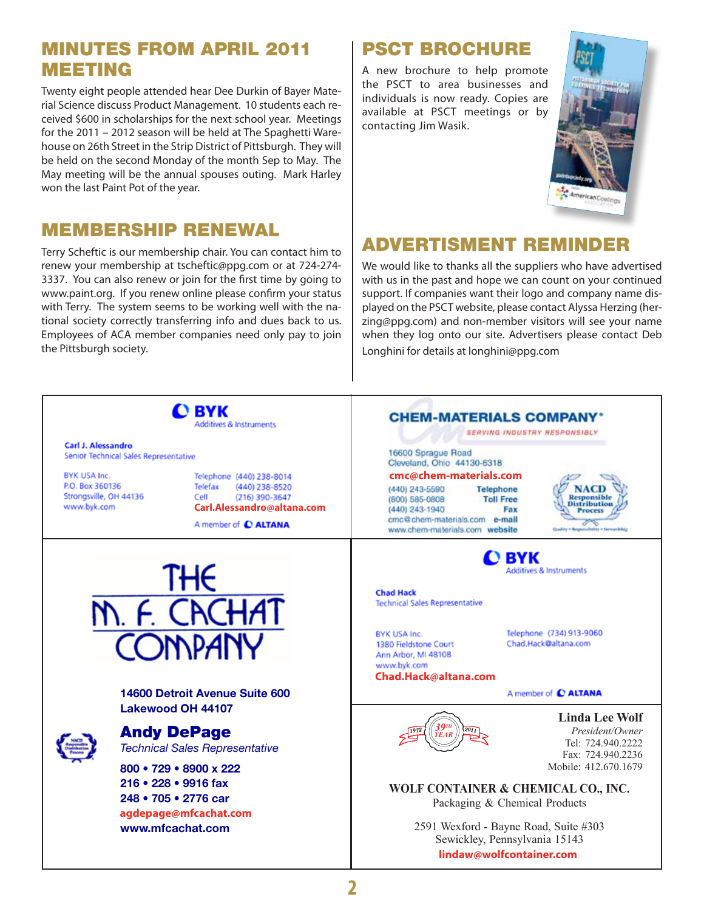## MINUTES FROM APRIL 2011 MEETING

Twenty eight people attended hear Dee Durkin of Bayer Material Science discuss Product Management. 10 students each received $600 in scholarships for the next school year. Meetings for the 2011 – 2012 season will be held at The Spaghetti Warehouse on 26th Street in the Strip District of Pittsburgh. They will be held on the second Monday of the month Sep to May. The May meeting will be the annual spouses outing. Mark Harley won the last Paint Pot of the year.

## MEMBERSHIP RENEWAL

Terry Scheftic is our membership chair. You can contact him to renew your membership at tscheftic@ppg.com or at 724-274-3337. You can also renew or join for the first time by going to www.paint.org. If you renew online please confirm your status with Terry. The system seems to be working well with the national society correctly transferring info and dues back to us. Employees of ACA member companies need only pay to join the Pittsburgh society.

## PSCT BROCHURE

A new brochure to help promote the PSCT to area businesses and individuals is now ready. Copies are available at PSCT meetings or by contacting Jim Wasik.

## ADVERTISMENT REMINDER

We would like to thanks all the suppliers who have advertised with us in the past and hope we can count on your continued support. If companies want their logo and company name displayed on the PSCT website, please contact Alyssa Herzing (herzing@ppg.com) and non-member visitors will see your name when they log onto our site. Advertisers please contact Deb Longhini for details at longhini@ppg.com

---

**BYK** Additives & Instruments

**Carl J. Alessandro**
Senior Technical Sales Representative

BYK USA Inc.
P.O. Box 360136
Strongsville, OH 44136
www.byk.com

Telephone (440) 238-8014
Telefax (440) 238-8520
Cell (216) 390-3647
**Carl.Alessandro@altana.com**

A member of ALTANA

---

**CHEM-MATERIALS COMPANY**
SERVING INDUSTRY RESPONSIBLY

16600 Sprague Road
Cleveland, Ohio 44130-6318
**cmc@chem-materials.com**

(440) 243-5590 Telephone
(800) 585-0808 Toll Free
(440) 243-1940 Fax
cmc@chem-materials.com e-mail
www.chem-materials.com website

NACD Responsible Distribution Process

---

**THE M. F. CACHAT COMPANY**

14600 Detroit Avenue Suite 600
Lakewood OH 44107

**Andy DePage**
*Technical Sales Representative*

800 • 729 • 8900 x 222
216 • 228 • 9916 fax
248 • 705 • 2776 car
agdepage@mfcachat.com
www.mfcachat.com

---

**BYK** Additives & Instruments

**Chad Hack**
Technical Sales Representative

BYK USA Inc.
1380 Fieldstone Court
Ann Arbor, MI 48108
www.byk.com

Telephone (734) 913-9060
Chad.Hack@altana.com

**Chad.Hack@altana.com**

A member of ALTANA

---

1972 39th YEAR 2011

**Linda Lee Wolf**
*President/Owner*
Tel: 724.940.2222
Fax: 724.940.2236
Mobile: 412.670.1679

**WOLF CONTAINER & CHEMICAL CO., INC.**
Packaging & Chemical Products

2591 Wexford - Bayne Road, Suite #303
Sewickley, Pennsylvania 15143
**lindaw@wolfcontainer.com**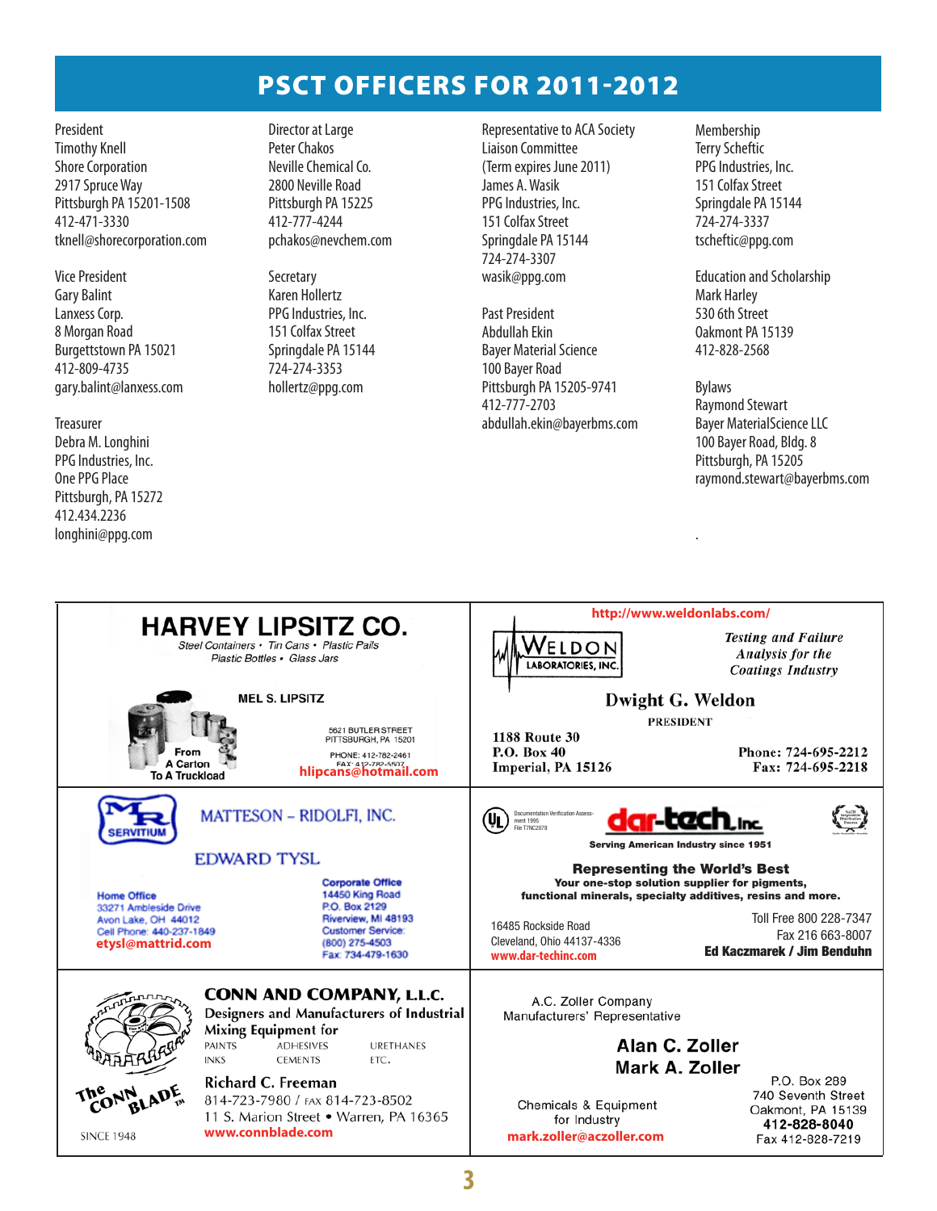# PSCT OFFICERS FOR 2011-2012

President
Timothy Knell
Shore Corporation
2917 Spruce Way
Pittsburgh PA 15201-1508
412-471-3330
tknell@shorecorporation.com

Vice President
Gary Balint
Lanxess Corp.
8 Morgan Road
Burgettstown PA 15021
412-809-4735
gary.balint@lanxess.com

Treasurer
Debra M. Longhini
PPG Industries, Inc.
One PPG Place
Pittsburgh, PA 15272
412.434.2236
longhini@ppg.com

Director at Large
Peter Chakos
Neville Chemical Co.
2800 Neville Road
Pittsburgh PA 15225
412-777-4244
pchakos@nevchem.com

Secretary
Karen Hollertz
PPG Industries, Inc.
151 Colfax Street
Springdale PA 15144
724-274-3353
hollertz@ppg.com

Representative to ACA Society
Liaison Committee
(Term expires June 2011)
James A. Wasik
PPG Industries, Inc.
151 Colfax Street
Springdale PA 15144
724-274-3307
wasik@ppg.com

Past President
Abdullah Ekin
Bayer Material Science
100 Bayer Road
Pittsburgh PA 15205-9741
412-777-2703
abdullah.ekin@bayerbms.com

Membership
Terry Scheftic
PPG Industries, Inc.
151 Colfax Street
Springdale PA 15144
724-274-3337
tscheftic@ppg.com

Education and Scholarship
Mark Harley
530 6th Street
Oakmont PA 15139
412-828-2568

Bylaws
Raymond Stewart
Bayer MaterialScience LLC
100 Bayer Road, Bldg. 8
Pittsburgh, PA 15205
raymond.stewart@bayerbms.com

---

**HARVEY LIPSITZ CO.**
*Steel Containers • Tin Cans • Plastic Pails*
*Plastic Bottles • Glass Jars*

From A Carton To A Truckload

MEL S. LIPSITZ
5621 BUTLER STREET
PITTSBURGH, PA 15201
PHONE: 412-782-2461
FAX: 412-782-5507
hlipcans@hotmail.com

---

http://www.weldonlabs.com/

WELDON LABORATORIES, INC.

*Testing and Failure Analysis for the Coatings Industry*

**Dwight G. Weldon**
PRESIDENT

1188 Route 30
P.O. Box 40
Imperial, PA 15126

Phone: 724-695-2212
Fax: 724-695-2218

---

MR SERVITIUM

MATTESON – RIDOLFI, INC.

EDWARD TYSL

Home Office
33271 Ambleside Drive
Avon Lake, OH 44012
Cell Phone: 440-237-1849
etysl@mattrid.com

Corporate Office
14450 King Road
P.O. Box 2129
Riverview, MI 48193
Customer Service:
(800) 275-4503
Fax: 734-479-1630

---

dar-tech, Inc.

Serving American Industry since 1951

**Representing the World's Best**
**Your one-stop solution supplier for pigments, functional minerals, specialty additives, resins and more.**

16485 Rockside Road
Cleveland, Ohio 44137-4336
www.dar-techinc.com

Toll Free 800 228-7347
Fax 216 663-8007
**Ed Kaczmarek / Jim Benduhn**

---

**CONN AND COMPANY, L.L.C.**
Designers and Manufacturers of Industrial Mixing Equipment for
PAINTS, ADHESIVES, URETHANES, INKS, CEMENTS, ETC.

The CONN BLADE™
SINCE 1948

Richard C. Freeman
814-723-7980 / FAX 814-723-8502
11 S. Marion Street • Warren, PA 16365
www.connblade.com

---

A.C. Zoller Company
Manufacturers' Representative

**Alan C. Zoller**
**Mark A. Zoller**

Chemicals & Equipment
for Industry
mark.zoller@aczoller.com

P.O. Box 289
740 Seventh Street
Oakmont, PA 15139
**412-828-8040**
Fax 412-828-7219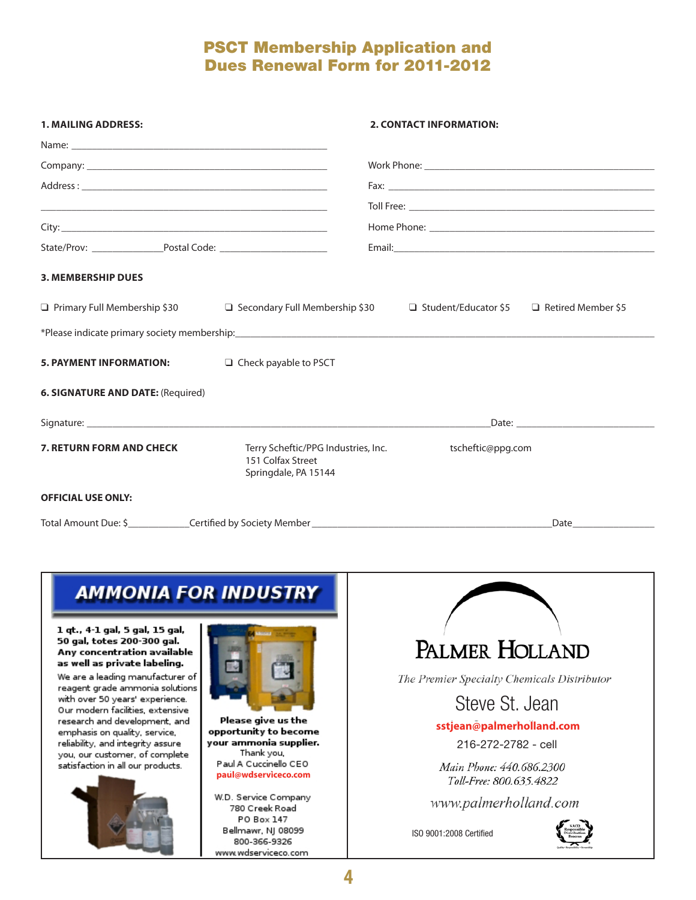# PSCT Membership Application and Dues Renewal Form for 2011-2012

**1. MAILING ADDRESS:**

Name: ______________________________

Company: ______________________________

Address : ______________________________

______________________________

City: ______________________________

State/Prov: ______________ Postal Code: ______________

**2. CONTACT INFORMATION:**

Work Phone: ______________________________

Fax: ______________________________

Toll Free: ______________________________

Home Phone: ______________________________

Email: ______________________________

**3. MEMBERSHIP DUES**

❑ Primary Full Membership $30 ❑ Secondary Full Membership $30 ❑ Student/Educator $5 ❑ Retired Member $5

*Please indicate primary society membership: ______________________________

**5. PAYMENT INFORMATION:** ❑ Check payable to PSCT

**6. SIGNATURE AND DATE:** (Required)

Signature: ______________________________ Date: ______________

**7. RETURN FORM AND CHECK**

Terry Scheftic/PPG Industries, Inc.
151 Colfax Street
Springdale, PA 15144

tscheftic@ppg.com

**OFFICIAL USE ONLY:**

Total Amount Due: $____________ Certified by Society Member ______________________________ Date ______________

---

**AMMONIA FOR INDUSTRY**

**1 qt., 4-1 gal, 5 gal, 15 gal, 50 gal, totes 200-300 gal. Any concentration available as well as private labeling.**

We are a leading manufacturer of reagent grade ammonia solutions with over 50 years' experience. Our modern facilities, extensive research and development, and emphasis on quality, service, reliability, and integrity assure you, our customer, of complete satisfaction in all our products.

**Please give us the opportunity to become your ammonia supplier.**

Thank you,
Paul A Cuccinello CEO
paul@wdserviceco.com

W.D. Service Company
780 Creek Road
PO Box 147
Bellmawr, NJ 08099
800-366-9326
www.wdserviceco.com

---

**PALMER HOLLAND**

*The Premier Specialty Chemicals Distributor*

Steve St. Jean

**sstjean@palmerholland.com**

216-272-2782 - cell

*Main Phone: 440.686.2300*
*Toll-Free: 800.635.4822*

*www.palmerholland.com*

ISO 9001:2008 Certified